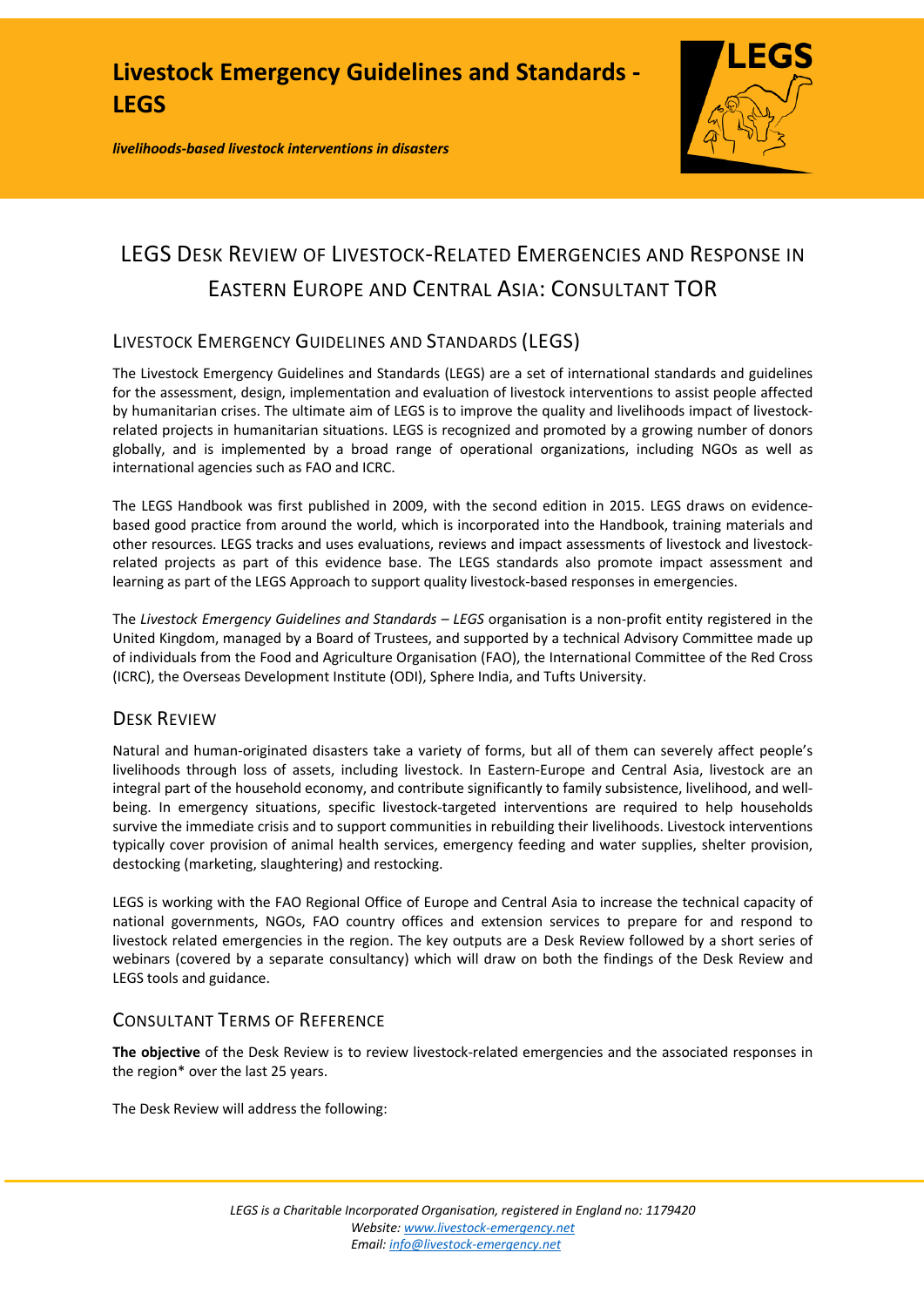# Livestock Emergency Guidelines and Standards - LEGS

***livelihoods-based livestock interventions in disasters***

## LEGS Desk Review of Livestock-Related Emergencies and Response in Eastern Europe and Central Asia: Consultant TOR

### Livestock Emergency Guidelines and Standards (LEGS)

The Livestock Emergency Guidelines and Standards (LEGS) are a set of international standards and guidelines for the assessment, design, implementation and evaluation of livestock interventions to assist people affected by humanitarian crises. The ultimate aim of LEGS is to improve the quality and livelihoods impact of livestock-related projects in humanitarian situations. LEGS is recognized and promoted by a growing number of donors globally, and is implemented by a broad range of operational organizations, including NGOs as well as international agencies such as FAO and ICRC.

The LEGS Handbook was first published in 2009, with the second edition in 2015. LEGS draws on evidence-based good practice from around the world, which is incorporated into the Handbook, training materials and other resources. LEGS tracks and uses evaluations, reviews and impact assessments of livestock and livestock-related projects as part of this evidence base. The LEGS standards also promote impact assessment and learning as part of the LEGS Approach to support quality livestock-based responses in emergencies.

The *Livestock Emergency Guidelines and Standards – LEGS* organisation is a non-profit entity registered in the United Kingdom, managed by a Board of Trustees, and supported by a technical Advisory Committee made up of individuals from the Food and Agriculture Organisation (FAO), the International Committee of the Red Cross (ICRC), the Overseas Development Institute (ODI), Sphere India, and Tufts University.

### Desk Review

Natural and human-originated disasters take a variety of forms, but all of them can severely affect people's livelihoods through loss of assets, including livestock. In Eastern-Europe and Central Asia, livestock are an integral part of the household economy, and contribute significantly to family subsistence, livelihood, and well-being. In emergency situations, specific livestock-targeted interventions are required to help households survive the immediate crisis and to support communities in rebuilding their livelihoods. Livestock interventions typically cover provision of animal health services, emergency feeding and water supplies, shelter provision, destocking (marketing, slaughtering) and restocking.

LEGS is working with the FAO Regional Office of Europe and Central Asia to increase the technical capacity of national governments, NGOs, FAO country offices and extension services to prepare for and respond to livestock related emergencies in the region. The key outputs are a Desk Review followed by a short series of webinars (covered by a separate consultancy) which will draw on both the findings of the Desk Review and LEGS tools and guidance.

### Consultant Terms of Reference

**The objective** of the Desk Review is to review livestock-related emergencies and the associated responses in the region* over the last 25 years.

The Desk Review will address the following:

*LEGS is a Charitable Incorporated Organisation, registered in England no: 1179420*
*Website: www.livestock-emergency.net*
*Email: info@livestock-emergency.net*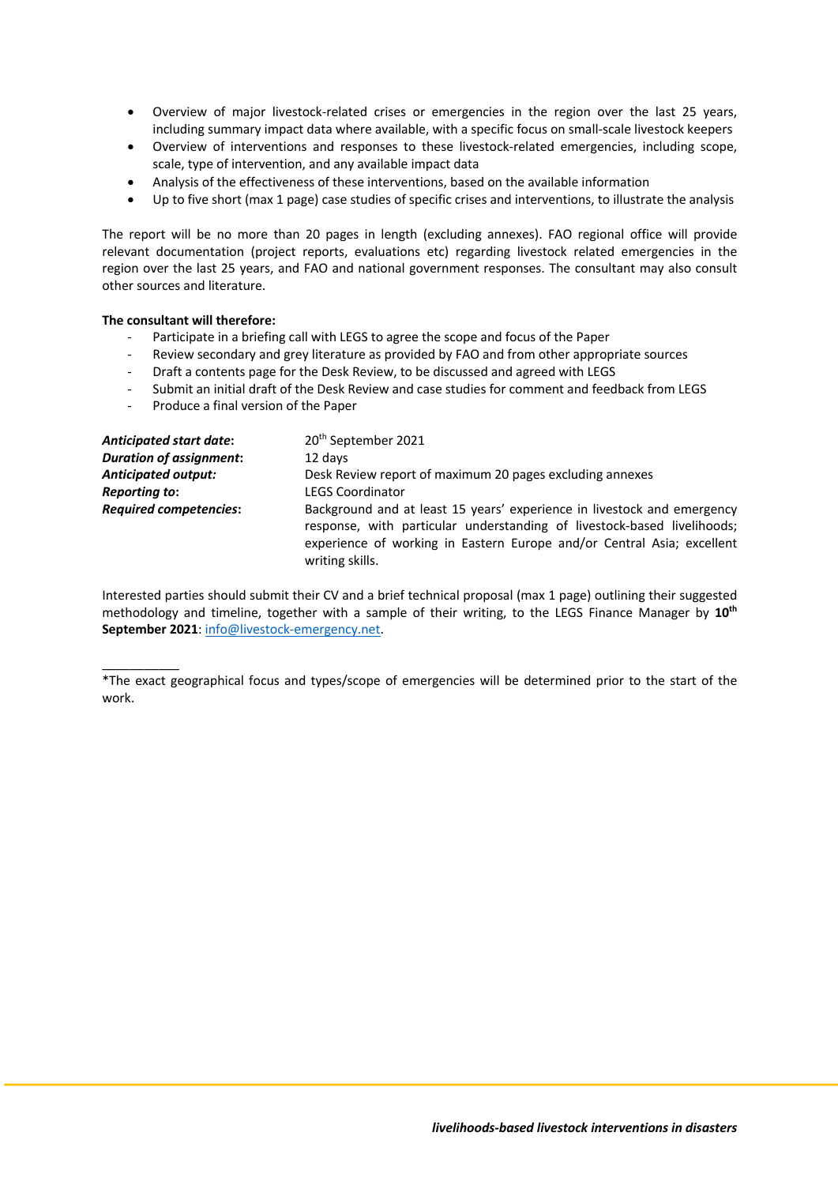- Overview of major livestock-related crises or emergencies in the region over the last 25 years, including summary impact data where available, with a specific focus on small-scale livestock keepers
- Overview of interventions and responses to these livestock-related emergencies, including scope, scale, type of intervention, and any available impact data
- Analysis of the effectiveness of these interventions, based on the available information
- Up to five short (max 1 page) case studies of specific crises and interventions, to illustrate the analysis

The report will be no more than 20 pages in length (excluding annexes). FAO regional office will provide relevant documentation (project reports, evaluations etc) regarding livestock related emergencies in the region over the last 25 years, and FAO and national government responses. The consultant may also consult other sources and literature.

**The consultant will therefore:**

- Participate in a briefing call with LEGS to agree the scope and focus of the Paper
- Review secondary and grey literature as provided by FAO and from other appropriate sources
- Draft a contents page for the Desk Review, to be discussed and agreed with LEGS
- Submit an initial draft of the Desk Review and case studies for comment and feedback from LEGS
- Produce a final version of the Paper

| | |
|---|---|
| ***Anticipated start date*:** | 20th September 2021 |
| ***Duration of assignment*:** | 12 days |
| ***Anticipated output:*** | Desk Review report of maximum 20 pages excluding annexes |
| ***Reporting to*:** | LEGS Coordinator |
| ***Required competencies*:** | Background and at least 15 years' experience in livestock and emergency response, with particular understanding of livestock-based livelihoods; experience of working in Eastern Europe and/or Central Asia; excellent writing skills. |

Interested parties should submit their CV and a brief technical proposal (max 1 page) outlining their suggested methodology and timeline, together with a sample of their writing, to the LEGS Finance Manager by **10th September 2021**: info@livestock-emergency.net.

___________

*The exact geographical focus and types/scope of emergencies will be determined prior to the start of the work.